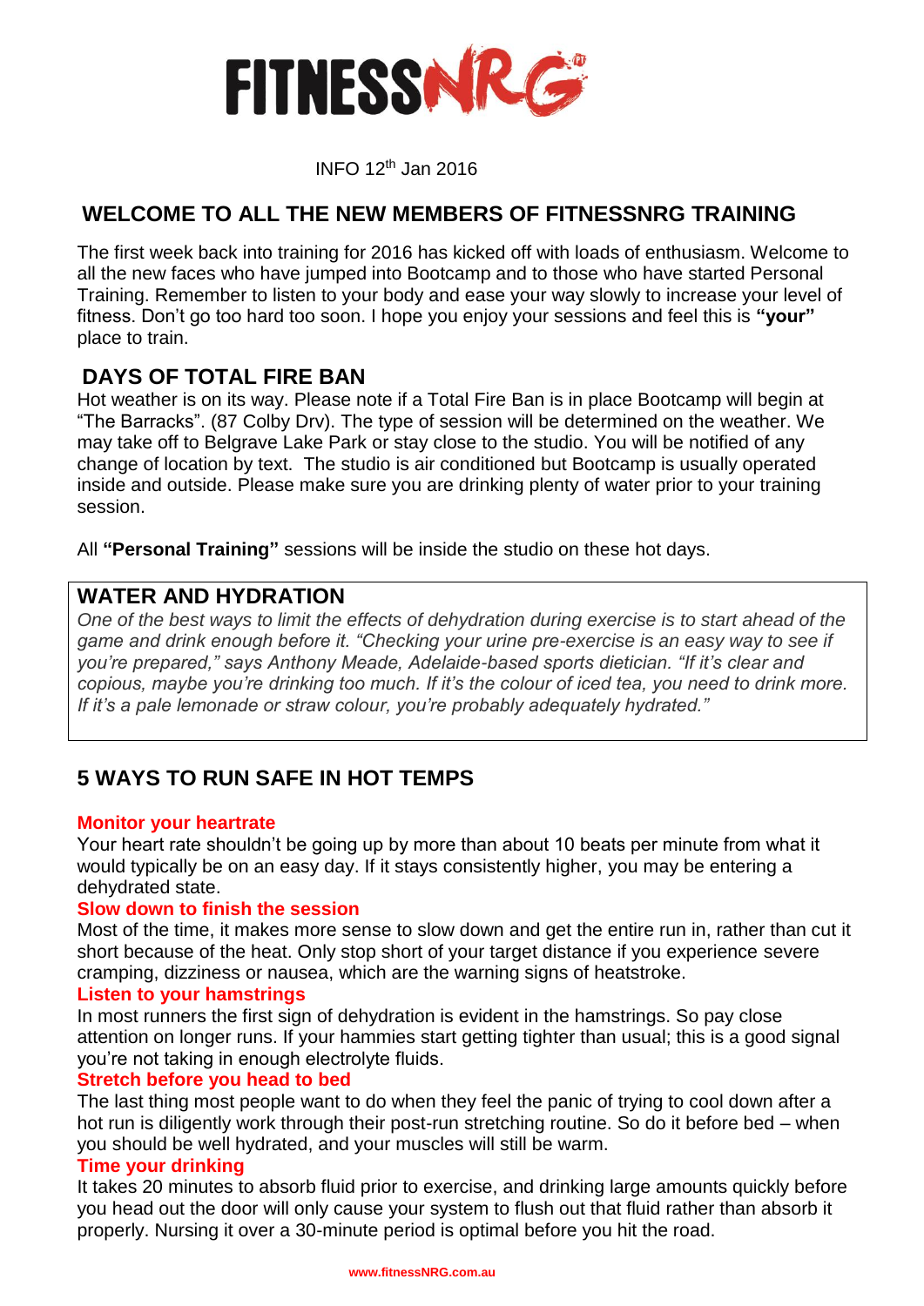# FITNESSNRG

INFO 12th Jan 2016

## WELCOME TO ALL THE NEW MEMBERS OF FITNESSNRG TRAINING

The first week back into training for 2016 has kicked off with loads of enthusiasm. Welcome to all the new faces who have jumped into Bootcamp and to those who have started Personal Training. Remember to listen to your body and ease your way slowly to increase your level of fitness. Don't go too hard too soon. I hope you enjoy your sessions and feel this is **"your"** place to train.

## DAYS OF TOTAL FIRE BAN

Hot weather is on its way. Please note if a Total Fire Ban is in place Bootcamp will begin at "The Barracks". (87 Colby Drv). The type of session will be determined on the weather. We may take off to Belgrave Lake Park or stay close to the studio. You will be notified of any change of location by text. The studio is air conditioned but Bootcamp is usually operated inside and outside. Please make sure you are drinking plenty of water prior to your training session.

All **"Personal Training"** sessions will be inside the studio on these hot days.

## WATER AND HYDRATION

*One of the best ways to limit the effects of dehydration during exercise is to start ahead of the game and drink enough before it. "Checking your urine pre-exercise is an easy way to see if you're prepared," says Anthony Meade, Adelaide-based sports dietician. "If it's clear and copious, maybe you're drinking too much. If it's the colour of iced tea, you need to drink more. If it's a pale lemonade or straw colour, you're probably adequately hydrated."*

## 5 WAYS TO RUN SAFE IN HOT TEMPS

**Monitor your heartrate**

Your heart rate shouldn't be going up by more than about 10 beats per minute from what it would typically be on an easy day. If it stays consistently higher, you may be entering a dehydrated state.

**Slow down to finish the session**

Most of the time, it makes more sense to slow down and get the entire run in, rather than cut it short because of the heat. Only stop short of your target distance if you experience severe cramping, dizziness or nausea, which are the warning signs of heatstroke.

**Listen to your hamstrings**

In most runners the first sign of dehydration is evident in the hamstrings. So pay close attention on longer runs. If your hammies start getting tighter than usual; this is a good signal you're not taking in enough electrolyte fluids.

**Stretch before you head to bed**

The last thing most people want to do when they feel the panic of trying to cool down after a hot run is diligently work through their post-run stretching routine. So do it before bed – when you should be well hydrated, and your muscles will still be warm.

**Time your drinking**

It takes 20 minutes to absorb fluid prior to exercise, and drinking large amounts quickly before you head out the door will only cause your system to flush out that fluid rather than absorb it properly. Nursing it over a 30-minute period is optimal before you hit the road.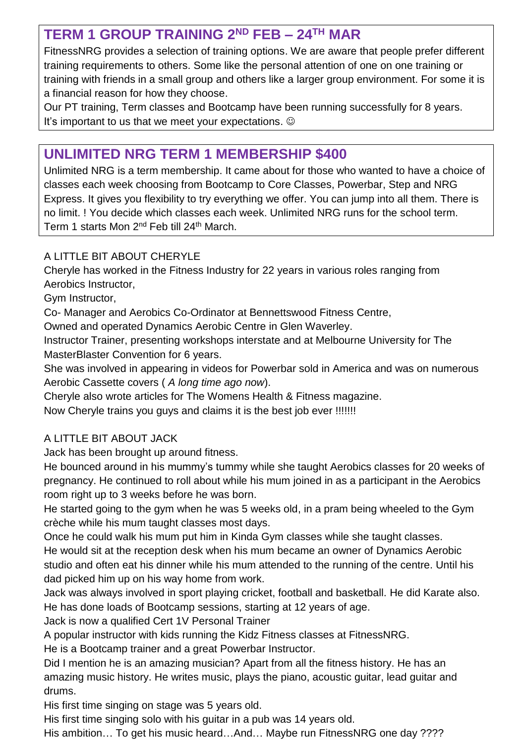## TERM 1 GROUP TRAINING 2ND FEB – 24TH MAR

FitnessNRG provides a selection of training options. We are aware that people prefer different training requirements to others. Some like the personal attention of one on one training or training with friends in a small group and others like a larger group environment. For some it is a financial reason for how they choose.

Our PT training, Term classes and Bootcamp have been running successfully for 8 years. It's important to us that we meet your expectations. ☺

## UNLIMITED NRG TERM 1 MEMBERSHIP $400

Unlimited NRG is a term membership. It came about for those who wanted to have a choice of classes each week choosing from Bootcamp to Core Classes, Powerbar, Step and NRG Express. It gives you flexibility to try everything we offer. You can jump into all them. There is no limit. ! You decide which classes each week. Unlimited NRG runs for the school term. Term 1 starts Mon 2nd Feb till 24th March.

A LITTLE BIT ABOUT CHERYLE

Cheryle has worked in the Fitness Industry for 22 years in various roles ranging from Aerobics Instructor,

Gym Instructor,

Co- Manager and Aerobics Co-Ordinator at Bennettswood Fitness Centre,

Owned and operated Dynamics Aerobic Centre in Glen Waverley.

Instructor Trainer, presenting workshops interstate and at Melbourne University for The MasterBlaster Convention for 6 years.

She was involved in appearing in videos for Powerbar sold in America and was on numerous Aerobic Cassette covers ( *A long time ago now*).

Cheryle also wrote articles for The Womens Health & Fitness magazine.

Now Cheryle trains you guys and claims it is the best job ever !!!!!!!

A LITTLE BIT ABOUT JACK

Jack has been brought up around fitness.

He bounced around in his mummy's tummy while she taught Aerobics classes for 20 weeks of pregnancy. He continued to roll about while his mum joined in as a participant in the Aerobics room right up to 3 weeks before he was born.

He started going to the gym when he was 5 weeks old, in a pram being wheeled to the Gym crèche while his mum taught classes most days.

Once he could walk his mum put him in Kinda Gym classes while she taught classes.

He would sit at the reception desk when his mum became an owner of Dynamics Aerobic studio and often eat his dinner while his mum attended to the running of the centre. Until his dad picked him up on his way home from work.

Jack was always involved in sport playing cricket, football and basketball. He did Karate also.

He has done loads of Bootcamp sessions, starting at 12 years of age.

Jack is now a qualified Cert 1V Personal Trainer

A popular instructor with kids running the Kidz Fitness classes at FitnessNRG.

He is a Bootcamp trainer and a great Powerbar Instructor.

Did I mention he is an amazing musician? Apart from all the fitness history. He has an amazing music history. He writes music, plays the piano, acoustic guitar, lead guitar and drums.

His first time singing on stage was 5 years old.

His first time singing solo with his guitar in a pub was 14 years old.

His ambition… To get his music heard…And… Maybe run FitnessNRG one day ????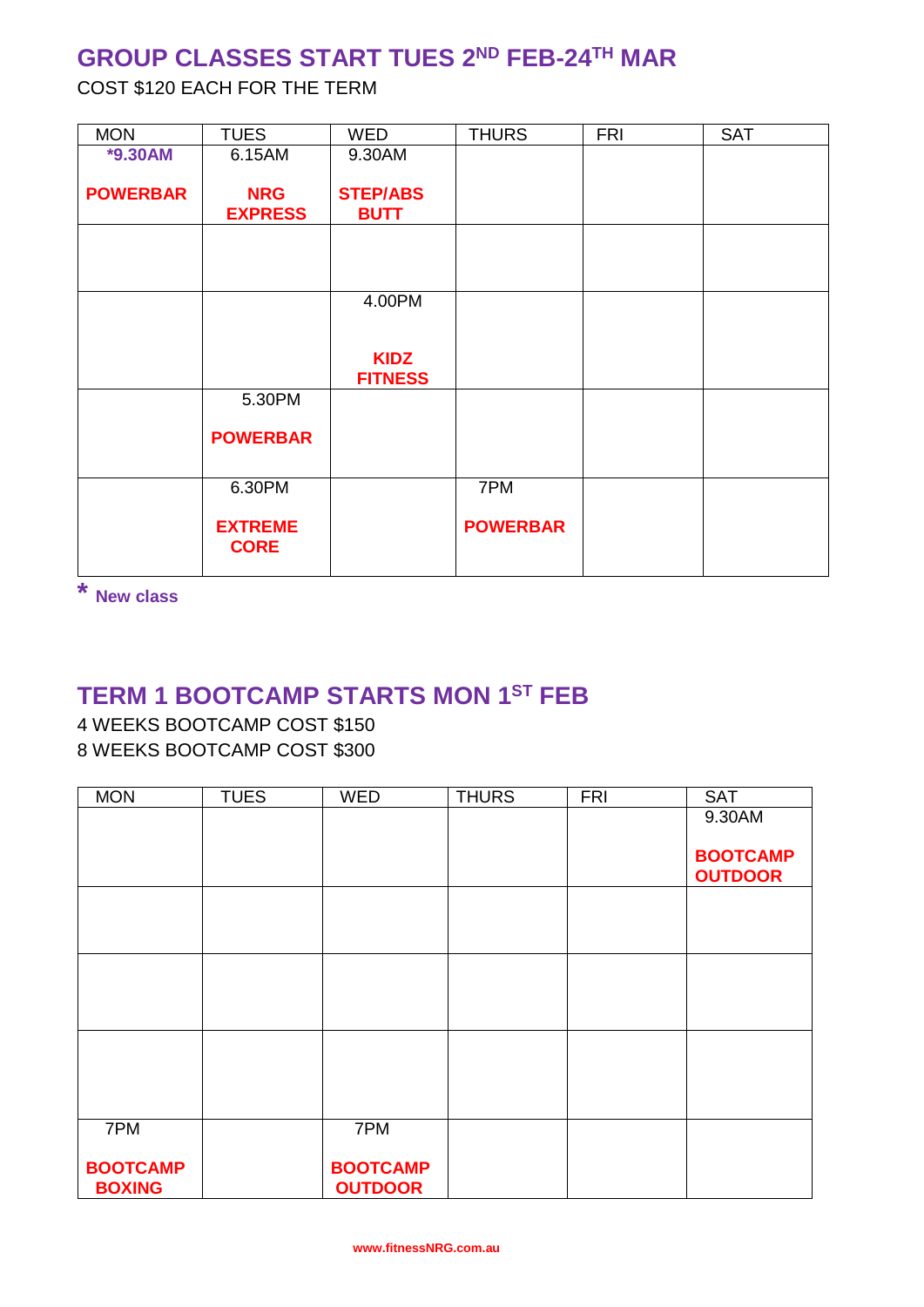## GROUP CLASSES START TUES 2ND FEB-24TH MAR

COST $120 EACH FOR THE TERM

| MON | TUES | WED | THURS | FRI | SAT |
|---|---|---|---|---|---|
| *9.30AM<br>**POWERBAR** | 6.15AM<br>**NRG EXPRESS** | 9.30AM<br>**STEP/ABS BUTT** | | | |
| | | | | | |
| | | 4.00PM<br>**KIDZ FITNESS** | | | |
| | 5.30PM<br>**POWERBAR** | | | | |
| | 6.30PM<br>**EXTREME CORE** | | 7PM<br>**POWERBAR** | | |

**\* New class**

## TERM 1 BOOTCAMP STARTS MON 1ST FEB

4 WEEKS BOOTCAMP COST $150
8 WEEKS BOOTCAMP COST $300

| MON | TUES | WED | THURS | FRI | SAT |
|---|---|---|---|---|---|
| | | | | | 9.30AM<br>**BOOTCAMP OUTDOOR** |
| | | | | | |
| | | | | | |
| | | | | | |
| 7PM<br>**BOOTCAMP BOXING** | | 7PM<br>**BOOTCAMP OUTDOOR** | | | |

**www.fitnessNRG.com.au**